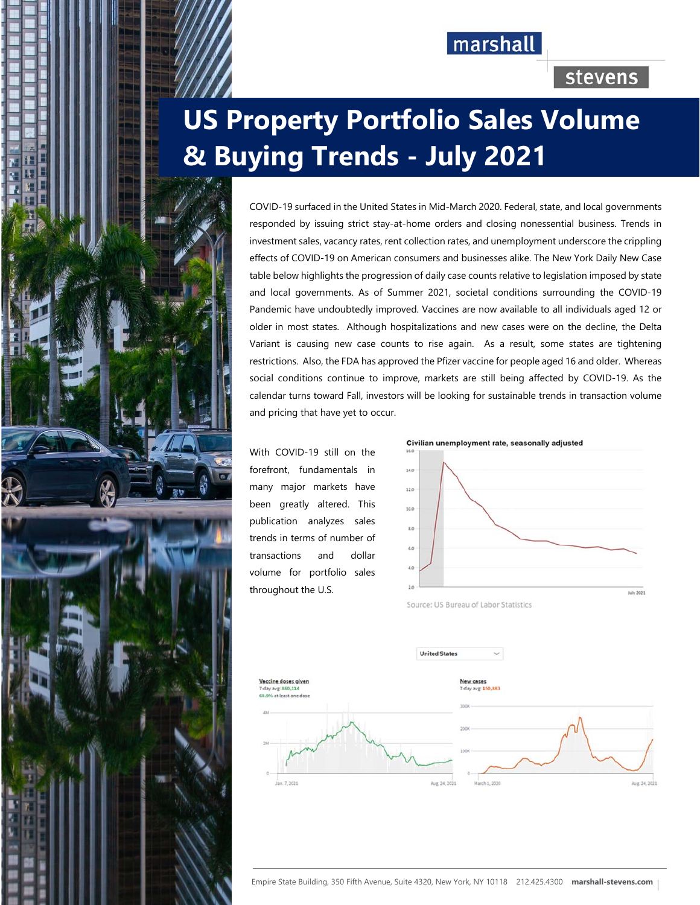# US Property Portfolio Sales Volume & Buying Trends - July 2021

COVID-19 surfaced in the United States in Mid-March 2020. Federal, state, and local governments responded by issuing strict stay-at-home orders and closing nonessential business. Trends in investment sales, vacancy rates, rent collection rates, and unemployment underscore the crippling effects of COVID-19 on American consumers and businesses alike. The New York Daily New Case table below highlights the progression of daily case counts relative to legislation imposed by state and local governments. As of Summer 2021, societal conditions surrounding the COVID-19 Pandemic have undoubtedly improved. Vaccines are now available to all individuals aged 12 or older in most states. Although hospitalizations and new cases were on the decline, the Delta Variant is causing new case counts to rise again. As a result, some states are tightening restrictions. Also, the FDA has approved the Pfizer vaccine for people aged 16 and older. Whereas social conditions continue to improve, markets are still being affected by COVID-19. As the calendar turns toward Fall, investors will be looking for sustainable trends in transaction volume and pricing that have yet to occur.

With COVID-19 still on the forefront, fundamentals in many major markets have been greatly altered. This publication analyzes sales trends in terms of number of transactions and dollar volume for portfolio sales throughout the U.S.

**Civilian unemployment rate, seasonally adjusted**

Source: US Bureau of Labor Statistics

United States

Vaccine doses given
7-day avg: 860,114
60.9% at least one dose

New cases
7-day avg: 150,683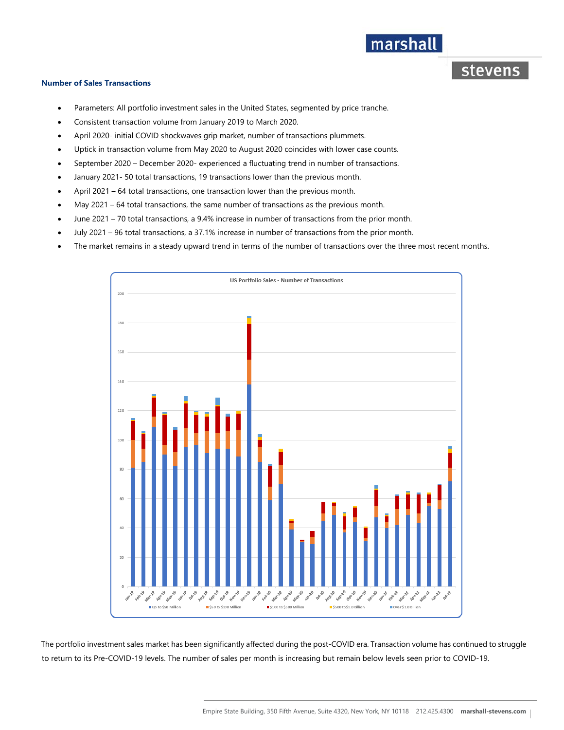### Number of Sales Transactions

- Parameters: All portfolio investment sales in the United States, segmented by price tranche.
- Consistent transaction volume from January 2019 to March 2020.
- April 2020- initial COVID shockwaves grip market, number of transactions plummets.
- Uptick in transaction volume from May 2020 to August 2020 coincides with lower case counts.
- September 2020 – December 2020- experienced a fluctuating trend in number of transactions.
- January 2021- 50 total transactions, 19 transactions lower than the previous month.
- April 2021 – 64 total transactions, one transaction lower than the previous month.
- May 2021 – 64 total transactions, the same number of transactions as the previous month.
- June 2021 – 70 total transactions, a 9.4% increase in number of transactions from the prior month.
- July 2021 – 96 total transactions, a 37.1% increase in number of transactions from the prior month.
- The market remains in a steady upward trend in terms of the number of transactions over the three most recent months.

US Portfolio Sales - Number of Transactions

The portfolio investment sales market has been significantly affected during the post-COVID era. Transaction volume has continued to struggle to return to its Pre-COVID-19 levels. The number of sales per month is increasing but remain below levels seen prior to COVID-19.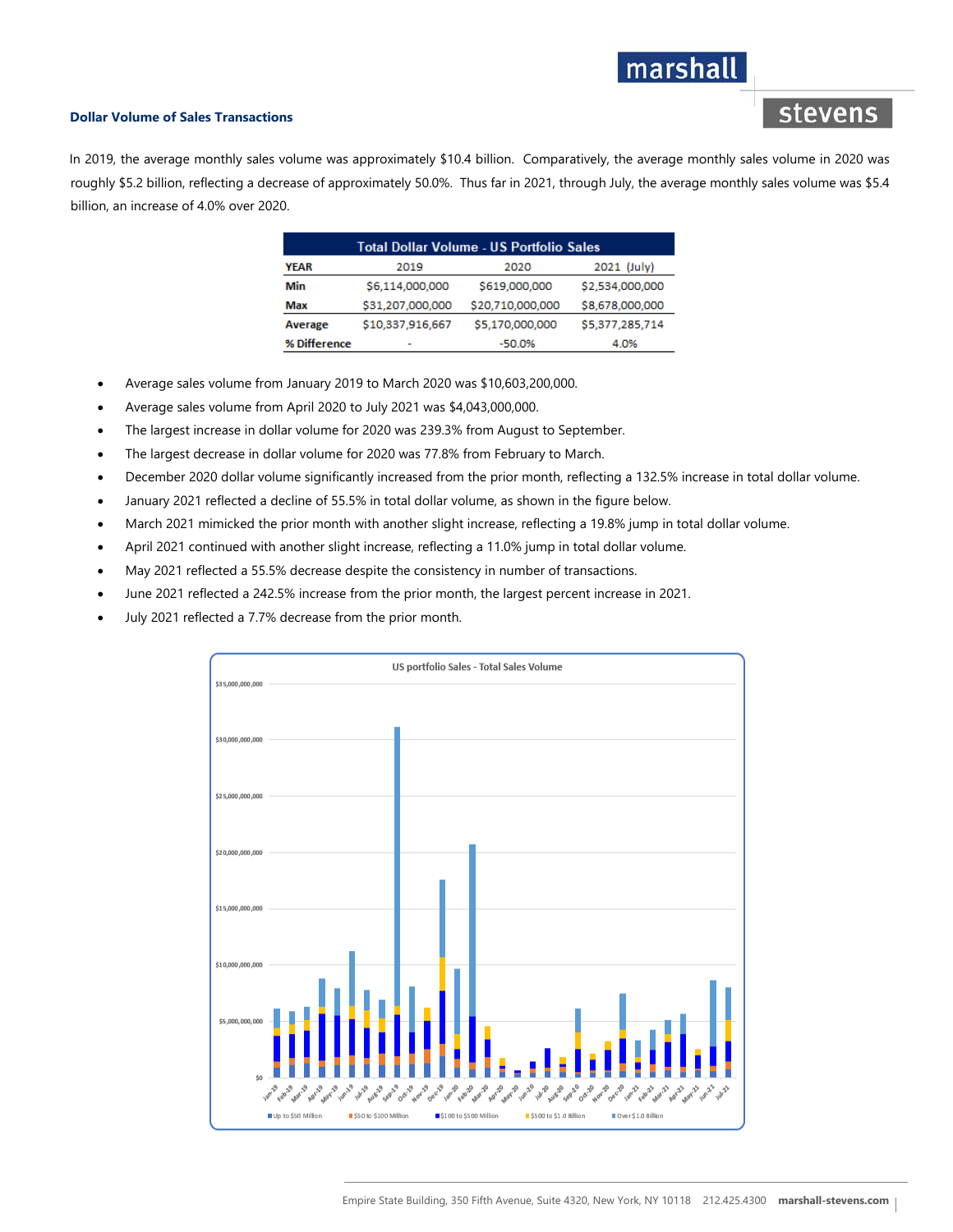### Dollar Volume of Sales Transactions

In 2019, the average monthly sales volume was approximately $10.4 billion. Comparatively, the average monthly sales volume in 2020 was roughly $5.2 billion, reflecting a decrease of approximately 50.0%. Thus far in 2021, through July, the average monthly sales volume was $5.4 billion, an increase of 4.0% over 2020.

| Total Dollar Volume - US Portfolio Sales | | | |
|---|---|---|---|
| YEAR | 2019 | 2020 | 2021 (July) |
| Min | $6,114,000,000 | $619,000,000 | $2,534,000,000 |
| Max | $31,207,000,000 | $20,710,000,000 | $8,678,000,000 |
| Average | $10,337,916,667 | $5,170,000,000 | $5,377,285,714 |
| % Difference | - | -50.0% | 4.0% |

- Average sales volume from January 2019 to March 2020 was $10,603,200,000.
- Average sales volume from April 2020 to July 2021 was $4,043,000,000.
- The largest increase in dollar volume for 2020 was 239.3% from August to September.
- The largest decrease in dollar volume for 2020 was 77.8% from February to March.
- December 2020 dollar volume significantly increased from the prior month, reflecting a 132.5% increase in total dollar volume.
- January 2021 reflected a decline of 55.5% in total dollar volume, as shown in the figure below.
- March 2021 mimicked the prior month with another slight increase, reflecting a 19.8% jump in total dollar volume.
- April 2021 continued with another slight increase, reflecting a 11.0% jump in total dollar volume.
- May 2021 reflected a 55.5% decrease despite the consistency in number of transactions.
- June 2021 reflected a 242.5% increase from the prior month, the largest percent increase in 2021.
- July 2021 reflected a 7.7% decrease from the prior month.

US portfolio Sales - Total Sales Volume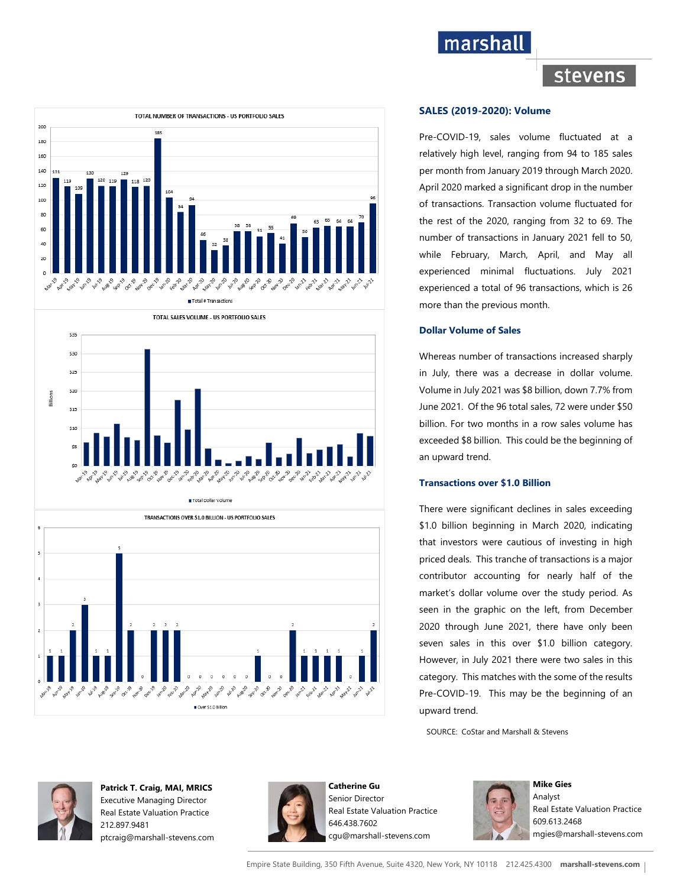TOTAL NUMBER OF TRANSACTIONS - US PORTFOLIO SALES

200
180
160
140
120
100
80
60
40
20
0

131 119 109 130 120 119 129 118 120 185 104 84 94 46 32 38 58 58 51 55 41 69 50 63 65 64 64 70 96

Mar-19 Apr-19 May-19 Jun-19 Jul-19 Aug-19 Sep-19 Oct-19 Nov-19 Dec-19 Jan-20 Feb-20 Mar-20 Apr-20 May-20 Jun-20 Jul-20 Aug-20 Sep-20 Oct-20 Nov-20 Dec-20 Jan-21 Feb-21 Mar-21 Apr-21 May-21 Jun-21 Jul-21

Total # Transactions

TOTAL SALES VOLUME - US PORTFOLIO SALES

Billions

$35
$30
$25
$20
$15
$10
$5
$0

Mar-19 Apr-19 May-19 Jun-19 Jul-19 Aug-19 Sep-19 Oct-19 Nov-19 Dec-19 Jan-20 Feb-20 Mar-20 Apr-20 May-20 Jun-20 Jul-20 Aug-20 Sep-20 Oct-20 Nov-20 Dec-20 Jan-21 Feb-21 Mar-21 Apr-21 May-21 Jun-21 Jul-21

Total Dollar Volume

TRANSACTIONS OVER $1.0 BILLION - US PORTFOLIO SALES

6
5
4
3
2
1
0

1 1 2 3 1 1 5 2 0 2 2 2 0 0 0 0 0 0 0 1 0 0 2 1 1 1 1 0 1 2

Mar-19 Apr-19 May-19 Jun-19 Jul-19 Aug-19 Sep-19 Oct-19 Nov-19 Dec-19 Jan-20 Feb-20 Mar-20 Apr-20 May-20 Jun-20 Jul-20 Aug-20 Sep-20 Oct-20 Nov-20 Dec-20 Jan-21 Feb-21 Mar-21 Apr-21 May-21 Jun-21 Jul-21

Over $1.0 Billion

## SALES (2019-2020): Volume

Pre-COVID-19, sales volume fluctuated at a relatively high level, ranging from 94 to 185 sales per month from January 2019 through March 2020. April 2020 marked a significant drop in the number of transactions. Transaction volume fluctuated for the rest of the 2020, ranging from 32 to 69. The number of transactions in January 2021 fell to 50, while February, March, April, and May all experienced minimal fluctuations. July 2021 experienced a total of 96 transactions, which is 26 more than the previous month.

## Dollar Volume of Sales

Whereas number of transactions increased sharply in July, there was a decrease in dollar volume. Volume in July 2021 was $8 billion, down 7.7% from June 2021. Of the 96 total sales, 72 were under $50 billion. For two months in a row sales volume has exceeded $8 billion. This could be the beginning of an upward trend.

## Transactions over $1.0 Billion

There were significant declines in sales exceeding $1.0 billion beginning in March 2020, indicating that investors were cautious of investing in high priced deals. This tranche of transactions is a major contributor accounting for nearly half of the market's dollar volume over the study period. As seen in the graphic on the left, from December 2020 through June 2021, there have only been seven sales in this over $1.0 billion category. However, in July 2021 there were two sales in this category. This matches with the some of the results Pre-COVID-19. This may be the beginning of an upward trend.

SOURCE: CoStar and Marshall & Stevens

**Patrick T. Craig, MAI, MRICS**
Executive Managing Director
Real Estate Valuation Practice
212.897.9481
ptcraig@marshall-stevens.com

**Catherine Gu**
Senior Director
Real Estate Valuation Practice
646.438.7602
cgu@marshall-stevens.com

**Mike Gies**
Analyst
Real Estate Valuation Practice
609.613.2468
mgies@marshall-stevens.com

Empire State Building, 350 Fifth Avenue, Suite 4320, New York, NY 10118 212.425.4300 **marshall-stevens.com**